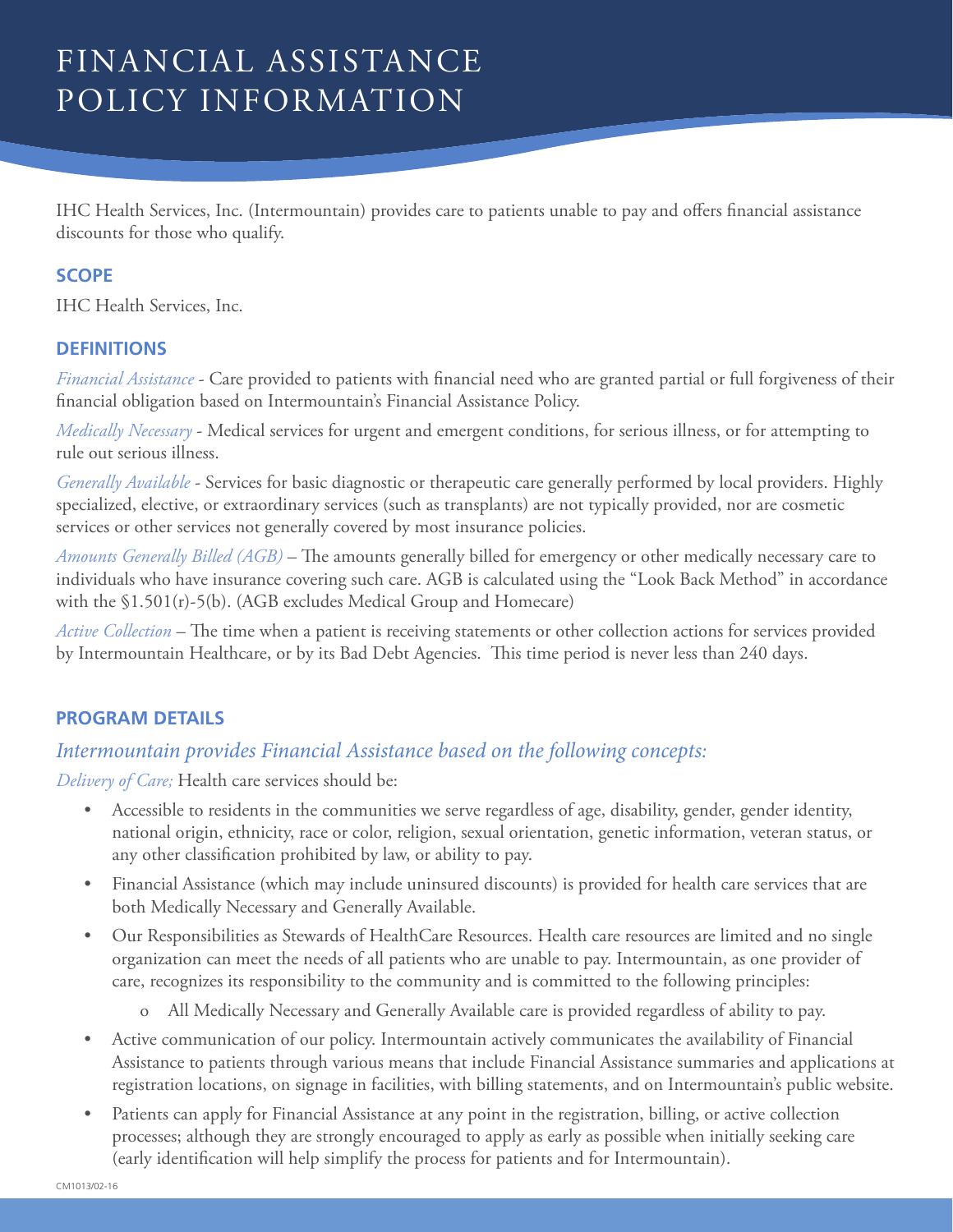# FINANCIAL ASSISTANCE POLICY INFORMATION

IHC Health Services, Inc. (Intermountain) provides care to patients unable to pay and offers financial assistance discounts for those who qualify.

## SCOPE

IHC Health Services, Inc.

## DEFINITIONS

*Financial Assistance* - Care provided to patients with financial need who are granted partial or full forgiveness of their financial obligation based on Intermountain's Financial Assistance Policy.

*Medically Necessary* - Medical services for urgent and emergent conditions, for serious illness, or for attempting to rule out serious illness.

*Generally Available* - Services for basic diagnostic or therapeutic care generally performed by local providers. Highly specialized, elective, or extraordinary services (such as transplants) are not typically provided, nor are cosmetic services or other services not generally covered by most insurance policies.

*Amounts Generally Billed (AGB)* – The amounts generally billed for emergency or other medically necessary care to individuals who have insurance covering such care. AGB is calculated using the "Look Back Method" in accordance with the §1.501(r)-5(b). (AGB excludes Medical Group and Homecare)

*Active Collection* – The time when a patient is receiving statements or other collection actions for services provided by Intermountain Healthcare, or by its Bad Debt Agencies. This time period is never less than 240 days.

## PROGRAM DETAILS

### *Intermountain provides Financial Assistance based on the following concepts:*

*Delivery of Care;* Health care services should be:

- Accessible to residents in the communities we serve regardless of age, disability, gender, gender identity, national origin, ethnicity, race or color, religion, sexual orientation, genetic information, veteran status, or any other classification prohibited by law, or ability to pay.
- Financial Assistance (which may include uninsured discounts) is provided for health care services that are both Medically Necessary and Generally Available.
- Our Responsibilities as Stewards of HealthCare Resources. Health care resources are limited and no single organization can meet the needs of all patients who are unable to pay. Intermountain, as one provider of care, recognizes its responsibility to the community and is committed to the following principles:
  - All Medically Necessary and Generally Available care is provided regardless of ability to pay.
- Active communication of our policy. Intermountain actively communicates the availability of Financial Assistance to patients through various means that include Financial Assistance summaries and applications at registration locations, on signage in facilities, with billing statements, and on Intermountain's public website.
- Patients can apply for Financial Assistance at any point in the registration, billing, or active collection processes; although they are strongly encouraged to apply as early as possible when initially seeking care (early identification will help simplify the process for patients and for Intermountain).

CM1013/02-16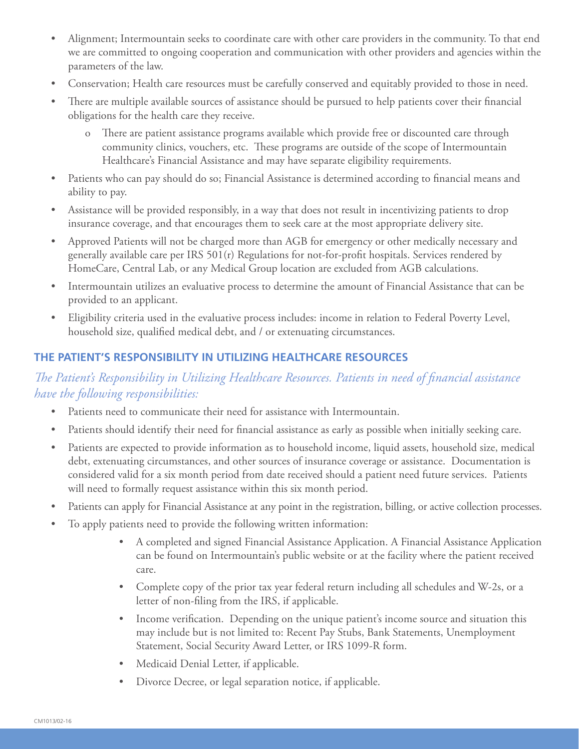- Alignment; Intermountain seeks to coordinate care with other care providers in the community. To that end we are committed to ongoing cooperation and communication with other providers and agencies within the parameters of the law.
- Conservation; Health care resources must be carefully conserved and equitably provided to those in need.
- There are multiple available sources of assistance should be pursued to help patients cover their financial obligations for the health care they receive.
    - There are patient assistance programs available which provide free or discounted care through community clinics, vouchers, etc. These programs are outside of the scope of Intermountain Healthcare's Financial Assistance and may have separate eligibility requirements.
- Patients who can pay should do so; Financial Assistance is determined according to financial means and ability to pay.
- Assistance will be provided responsibly, in a way that does not result in incentivizing patients to drop insurance coverage, and that encourages them to seek care at the most appropriate delivery site.
- Approved Patients will not be charged more than AGB for emergency or other medically necessary and generally available care per IRS 501(r) Regulations for not-for-profit hospitals. Services rendered by HomeCare, Central Lab, or any Medical Group location are excluded from AGB calculations.
- Intermountain utilizes an evaluative process to determine the amount of Financial Assistance that can be provided to an applicant.
- Eligibility criteria used in the evaluative process includes: income in relation to Federal Poverty Level, household size, qualified medical debt, and / or extenuating circumstances.

## THE PATIENT'S RESPONSIBILITY IN UTILIZING HEALTHCARE RESOURCES

*The Patient's Responsibility in Utilizing Healthcare Resources. Patients in need of financial assistance have the following responsibilities:*

- Patients need to communicate their need for assistance with Intermountain.
- Patients should identify their need for financial assistance as early as possible when initially seeking care.
- Patients are expected to provide information as to household income, liquid assets, household size, medical debt, extenuating circumstances, and other sources of insurance coverage or assistance. Documentation is considered valid for a six month period from date received should a patient need future services. Patients will need to formally request assistance within this six month period.
- Patients can apply for Financial Assistance at any point in the registration, billing, or active collection processes.
- To apply patients need to provide the following written information:
    - A completed and signed Financial Assistance Application. A Financial Assistance Application can be found on Intermountain's public website or at the facility where the patient received care.
    - Complete copy of the prior tax year federal return including all schedules and W-2s, or a letter of non-filing from the IRS, if applicable.
    - Income verification. Depending on the unique patient's income source and situation this may include but is not limited to: Recent Pay Stubs, Bank Statements, Unemployment Statement, Social Security Award Letter, or IRS 1099-R form.
    - Medicaid Denial Letter, if applicable.
    - Divorce Decree, or legal separation notice, if applicable.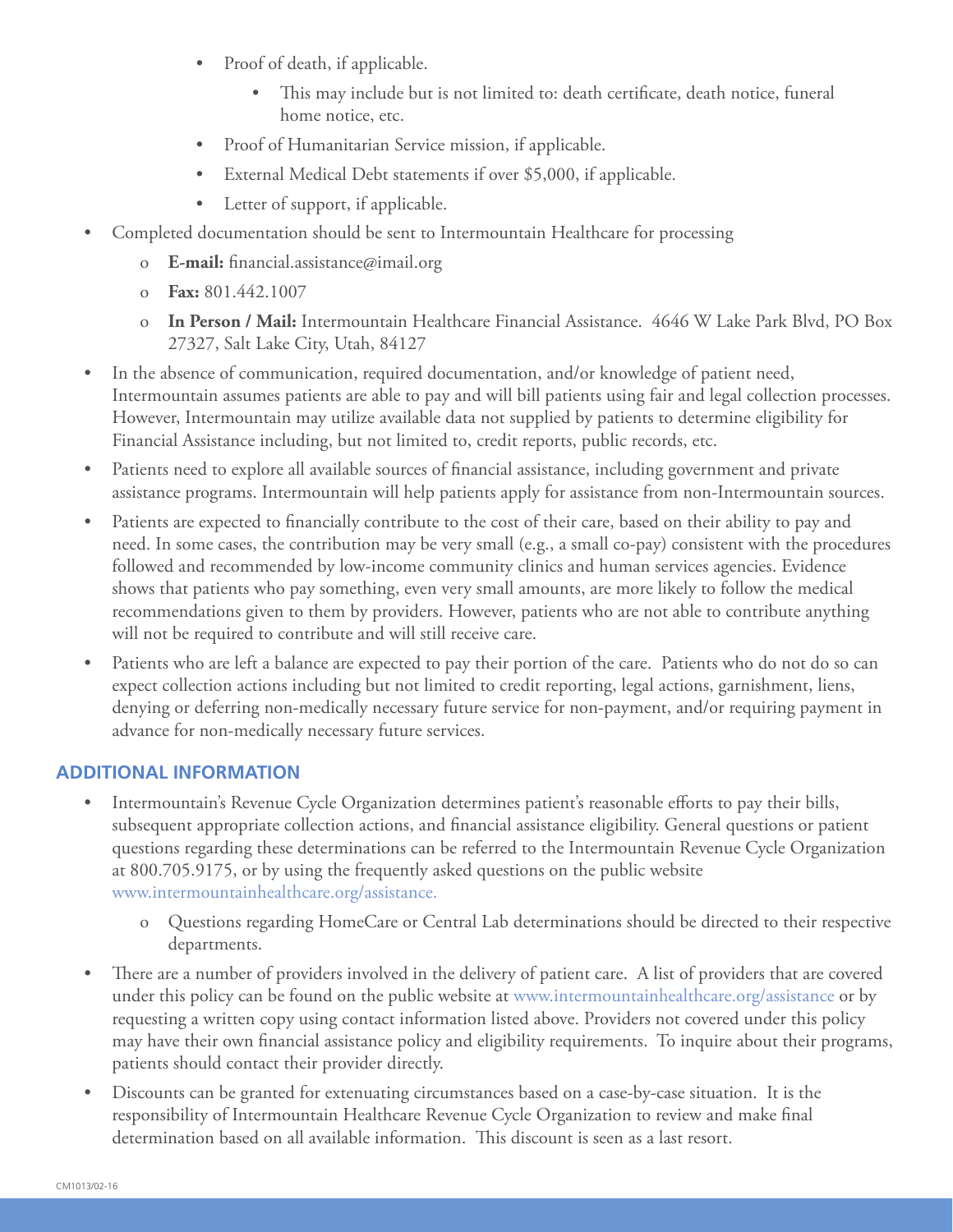- Proof of death, if applicable.
  - This may include but is not limited to: death certificate, death notice, funeral home notice, etc.
- Proof of Humanitarian Service mission, if applicable.
- External Medical Debt statements if over $5,000, if applicable.
- Letter of support, if applicable.

- Completed documentation should be sent to Intermountain Healthcare for processing
  - **E-mail:** financial.assistance@imail.org
  - **Fax:** 801.442.1007
  - **In Person / Mail:** Intermountain Healthcare Financial Assistance. 4646 W Lake Park Blvd, PO Box 27327, Salt Lake City, Utah, 84127
- In the absence of communication, required documentation, and/or knowledge of patient need, Intermountain assumes patients are able to pay and will bill patients using fair and legal collection processes. However, Intermountain may utilize available data not supplied by patients to determine eligibility for Financial Assistance including, but not limited to, credit reports, public records, etc.
- Patients need to explore all available sources of financial assistance, including government and private assistance programs. Intermountain will help patients apply for assistance from non-Intermountain sources.
- Patients are expected to financially contribute to the cost of their care, based on their ability to pay and need. In some cases, the contribution may be very small (e.g., a small co-pay) consistent with the procedures followed and recommended by low-income community clinics and human services agencies. Evidence shows that patients who pay something, even very small amounts, are more likely to follow the medical recommendations given to them by providers. However, patients who are not able to contribute anything will not be required to contribute and will still receive care.
- Patients who are left a balance are expected to pay their portion of the care. Patients who do not do so can expect collection actions including but not limited to credit reporting, legal actions, garnishment, liens, denying or deferring non-medically necessary future service for non-payment, and/or requiring payment in advance for non-medically necessary future services.

## ADDITIONAL INFORMATION

- Intermountain's Revenue Cycle Organization determines patient's reasonable efforts to pay their bills, subsequent appropriate collection actions, and financial assistance eligibility. General questions or patient questions regarding these determinations can be referred to the Intermountain Revenue Cycle Organization at 800.705.9175, or by using the frequently asked questions on the public website www.intermountainhealthcare.org/assistance.
  - Questions regarding HomeCare or Central Lab determinations should be directed to their respective departments.
- There are a number of providers involved in the delivery of patient care. A list of providers that are covered under this policy can be found on the public website at www.intermountainhealthcare.org/assistance or by requesting a written copy using contact information listed above. Providers not covered under this policy may have their own financial assistance policy and eligibility requirements. To inquire about their programs, patients should contact their provider directly.
- Discounts can be granted for extenuating circumstances based on a case-by-case situation. It is the responsibility of Intermountain Healthcare Revenue Cycle Organization to review and make final determination based on all available information. This discount is seen as a last resort.

CM1013/02-16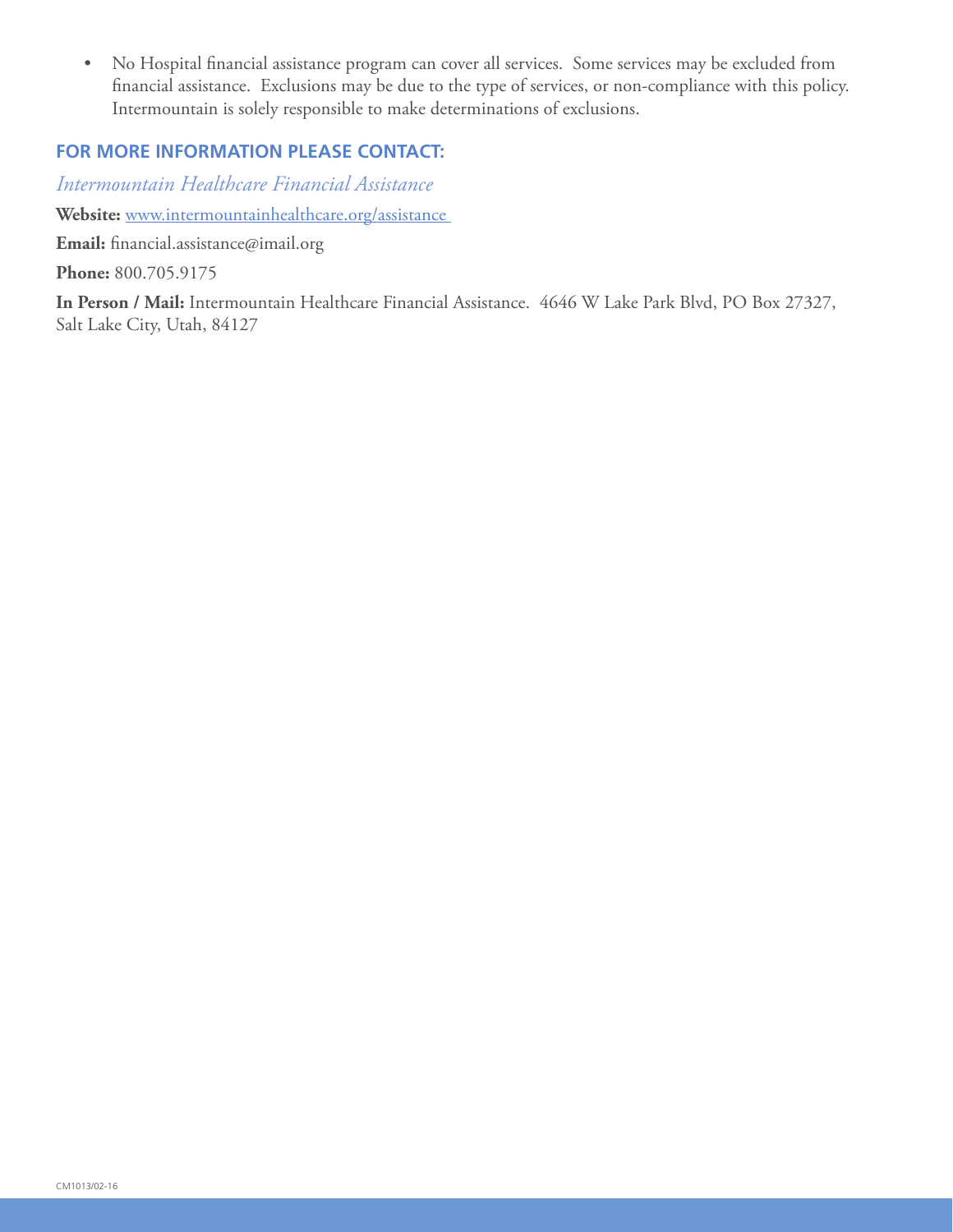- No Hospital financial assistance program can cover all services. Some services may be excluded from financial assistance. Exclusions may be due to the type of services, or non-compliance with this policy. Intermountain is solely responsible to make determinations of exclusions.

## FOR MORE INFORMATION PLEASE CONTACT:

*Intermountain Healthcare Financial Assistance*

**Website:** www.intermountainhealthcare.org/assistance

**Email:** financial.assistance@imail.org

**Phone:** 800.705.9175

**In Person / Mail:** Intermountain Healthcare Financial Assistance. 4646 W Lake Park Blvd, PO Box 27327, Salt Lake City, Utah, 84127

CM1013/02-16